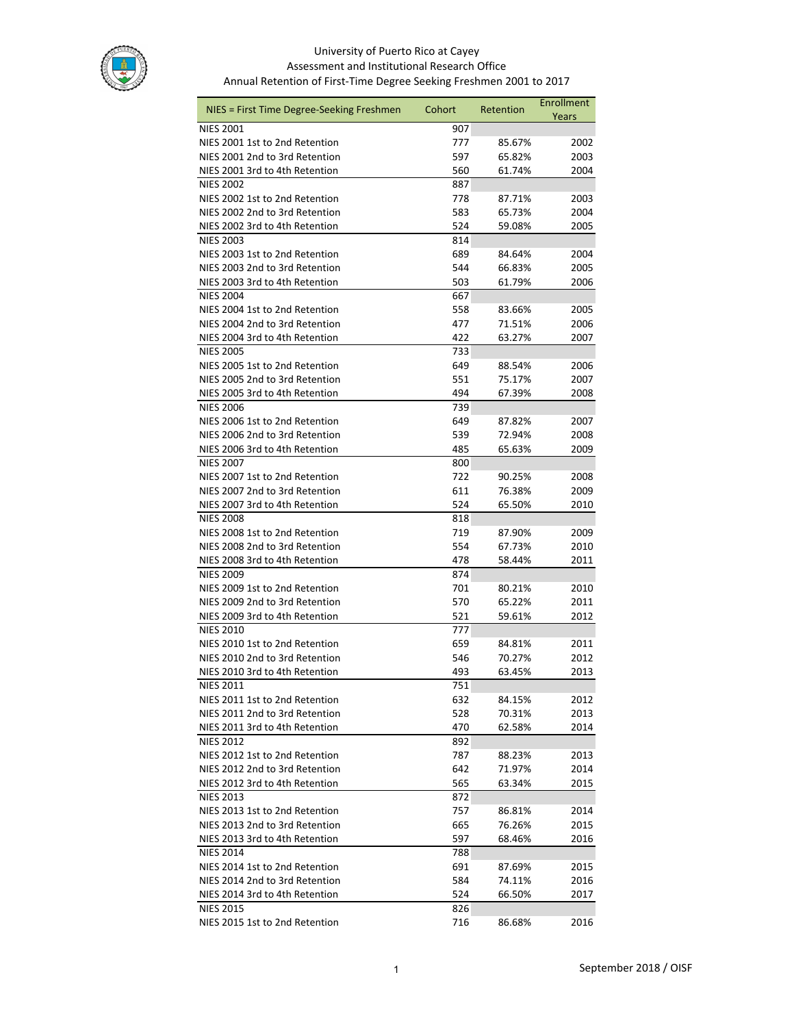# University of Puerto Rico at Cayey

## Assessment and Institutional Research Office

### Annual Retention of First-Time Degree Seeking Freshmen 2001 to 2017

| NIES = First Time Degree-Seeking Freshmen | Cohort | Retention | Enrollment Years |
|---|---|---|---|
| NIES 2001 | 907 | | |
| NIES 2001 1st to 2nd Retention | 777 | 85.67% | 2002 |
| NIES 2001 2nd to 3rd Retention | 597 | 65.82% | 2003 |
| NIES 2001 3rd to 4th Retention | 560 | 61.74% | 2004 |
| NIES 2002 | 887 | | |
| NIES 2002 1st to 2nd Retention | 778 | 87.71% | 2003 |
| NIES 2002 2nd to 3rd Retention | 583 | 65.73% | 2004 |
| NIES 2002 3rd to 4th Retention | 524 | 59.08% | 2005 |
| NIES 2003 | 814 | | |
| NIES 2003 1st to 2nd Retention | 689 | 84.64% | 2004 |
| NIES 2003 2nd to 3rd Retention | 544 | 66.83% | 2005 |
| NIES 2003 3rd to 4th Retention | 503 | 61.79% | 2006 |
| NIES 2004 | 667 | | |
| NIES 2004 1st to 2nd Retention | 558 | 83.66% | 2005 |
| NIES 2004 2nd to 3rd Retention | 477 | 71.51% | 2006 |
| NIES 2004 3rd to 4th Retention | 422 | 63.27% | 2007 |
| NIES 2005 | 733 | | |
| NIES 2005 1st to 2nd Retention | 649 | 88.54% | 2006 |
| NIES 2005 2nd to 3rd Retention | 551 | 75.17% | 2007 |
| NIES 2005 3rd to 4th Retention | 494 | 67.39% | 2008 |
| NIES 2006 | 739 | | |
| NIES 2006 1st to 2nd Retention | 649 | 87.82% | 2007 |
| NIES 2006 2nd to 3rd Retention | 539 | 72.94% | 2008 |
| NIES 2006 3rd to 4th Retention | 485 | 65.63% | 2009 |
| NIES 2007 | 800 | | |
| NIES 2007 1st to 2nd Retention | 722 | 90.25% | 2008 |
| NIES 2007 2nd to 3rd Retention | 611 | 76.38% | 2009 |
| NIES 2007 3rd to 4th Retention | 524 | 65.50% | 2010 |
| NIES 2008 | 818 | | |
| NIES 2008 1st to 2nd Retention | 719 | 87.90% | 2009 |
| NIES 2008 2nd to 3rd Retention | 554 | 67.73% | 2010 |
| NIES 2008 3rd to 4th Retention | 478 | 58.44% | 2011 |
| NIES 2009 | 874 | | |
| NIES 2009 1st to 2nd Retention | 701 | 80.21% | 2010 |
| NIES 2009 2nd to 3rd Retention | 570 | 65.22% | 2011 |
| NIES 2009 3rd to 4th Retention | 521 | 59.61% | 2012 |
| NIES 2010 | 777 | | |
| NIES 2010 1st to 2nd Retention | 659 | 84.81% | 2011 |
| NIES 2010 2nd to 3rd Retention | 546 | 70.27% | 2012 |
| NIES 2010 3rd to 4th Retention | 493 | 63.45% | 2013 |
| NIES 2011 | 751 | | |
| NIES 2011 1st to 2nd Retention | 632 | 84.15% | 2012 |
| NIES 2011 2nd to 3rd Retention | 528 | 70.31% | 2013 |
| NIES 2011 3rd to 4th Retention | 470 | 62.58% | 2014 |
| NIES 2012 | 892 | | |
| NIES 2012 1st to 2nd Retention | 787 | 88.23% | 2013 |
| NIES 2012 2nd to 3rd Retention | 642 | 71.97% | 2014 |
| NIES 2012 3rd to 4th Retention | 565 | 63.34% | 2015 |
| NIES 2013 | 872 | | |
| NIES 2013 1st to 2nd Retention | 757 | 86.81% | 2014 |
| NIES 2013 2nd to 3rd Retention | 665 | 76.26% | 2015 |
| NIES 2013 3rd to 4th Retention | 597 | 68.46% | 2016 |
| NIES 2014 | 788 | | |
| NIES 2014 1st to 2nd Retention | 691 | 87.69% | 2015 |
| NIES 2014 2nd to 3rd Retention | 584 | 74.11% | 2016 |
| NIES 2014 3rd to 4th Retention | 524 | 66.50% | 2017 |
| NIES 2015 | 826 | | |
| NIES 2015 1st to 2nd Retention | 716 | 86.68% | 2016 |

September 2018 / OISF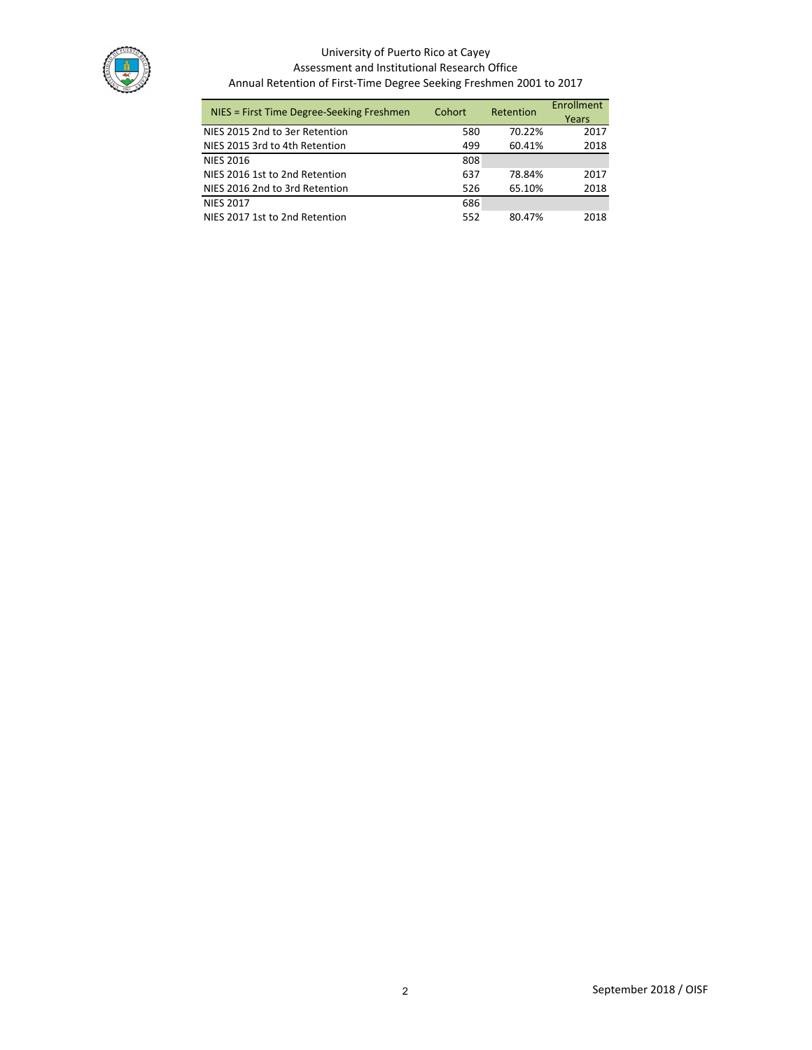University of Puerto Rico at Cayey
Assessment and Institutional Research Office
Annual Retention of First-Time Degree Seeking Freshmen 2001 to 2017

| NIES = First Time Degree-Seeking Freshmen | Cohort | Retention | Enrollment Years |
|---|---|---|---|
| NIES 2015 2nd to 3er Retention | 580 | 70.22% | 2017 |
| NIES 2015 3rd to 4th Retention | 499 | 60.41% | 2018 |
| NIES 2016 | 808 | | |
| NIES 2016 1st to 2nd Retention | 637 | 78.84% | 2017 |
| NIES 2016 2nd to 3rd Retention | 526 | 65.10% | 2018 |
| NIES 2017 | 686 | | |
| NIES 2017 1st to 2nd Retention | 552 | 80.47% | 2018 |

September 2018 / OISF